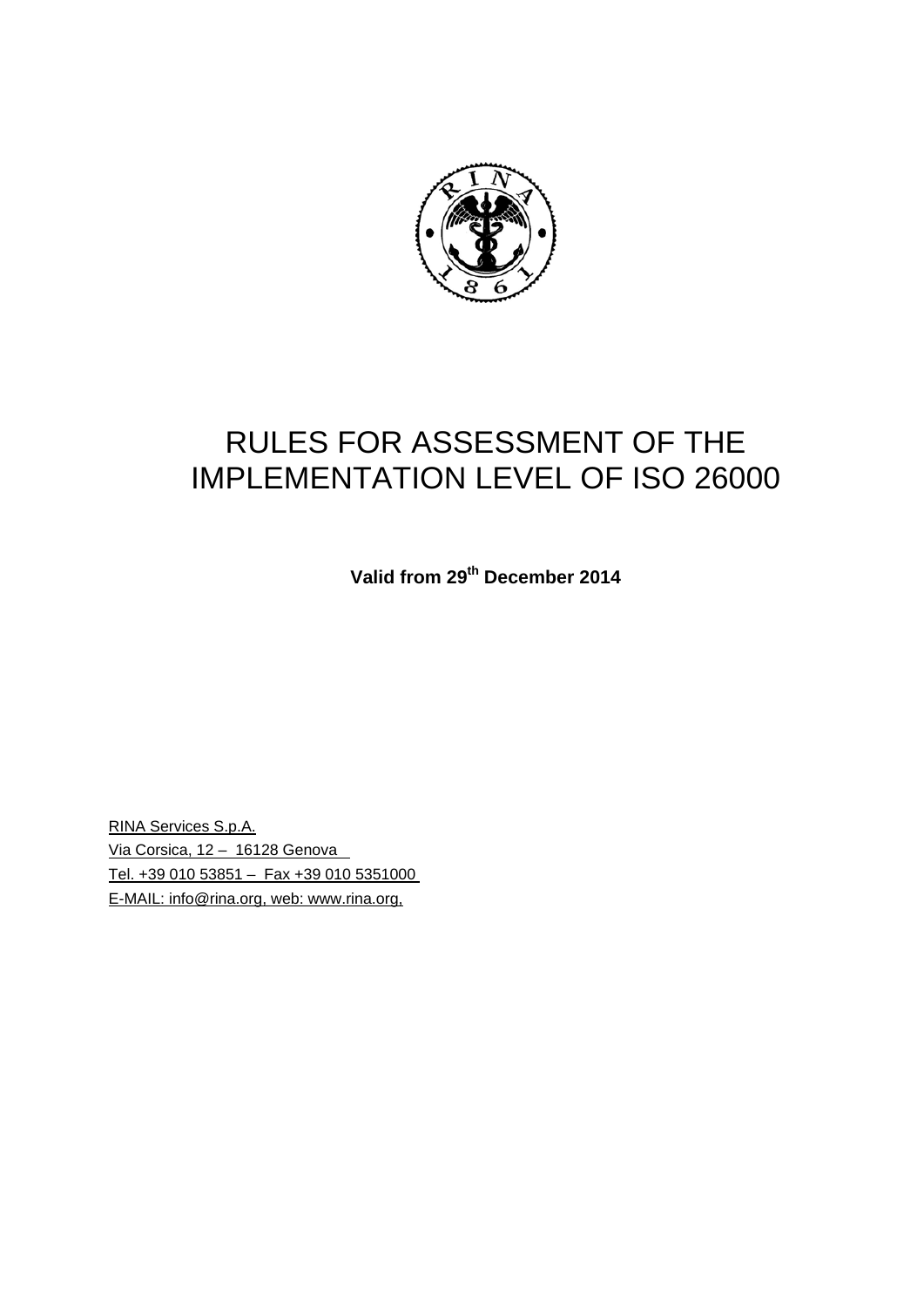# RULES FOR ASSESSMENT OF THE IMPLEMENTATION LEVEL OF ISO 26000

**Valid from 29th December 2014**

RINA Services S.p.A.
Via Corsica, 12 – 16128 Genova
Tel. +39 010 53851 – Fax +39 010 5351000
E-MAIL: info@rina.org, web: www.rina.org,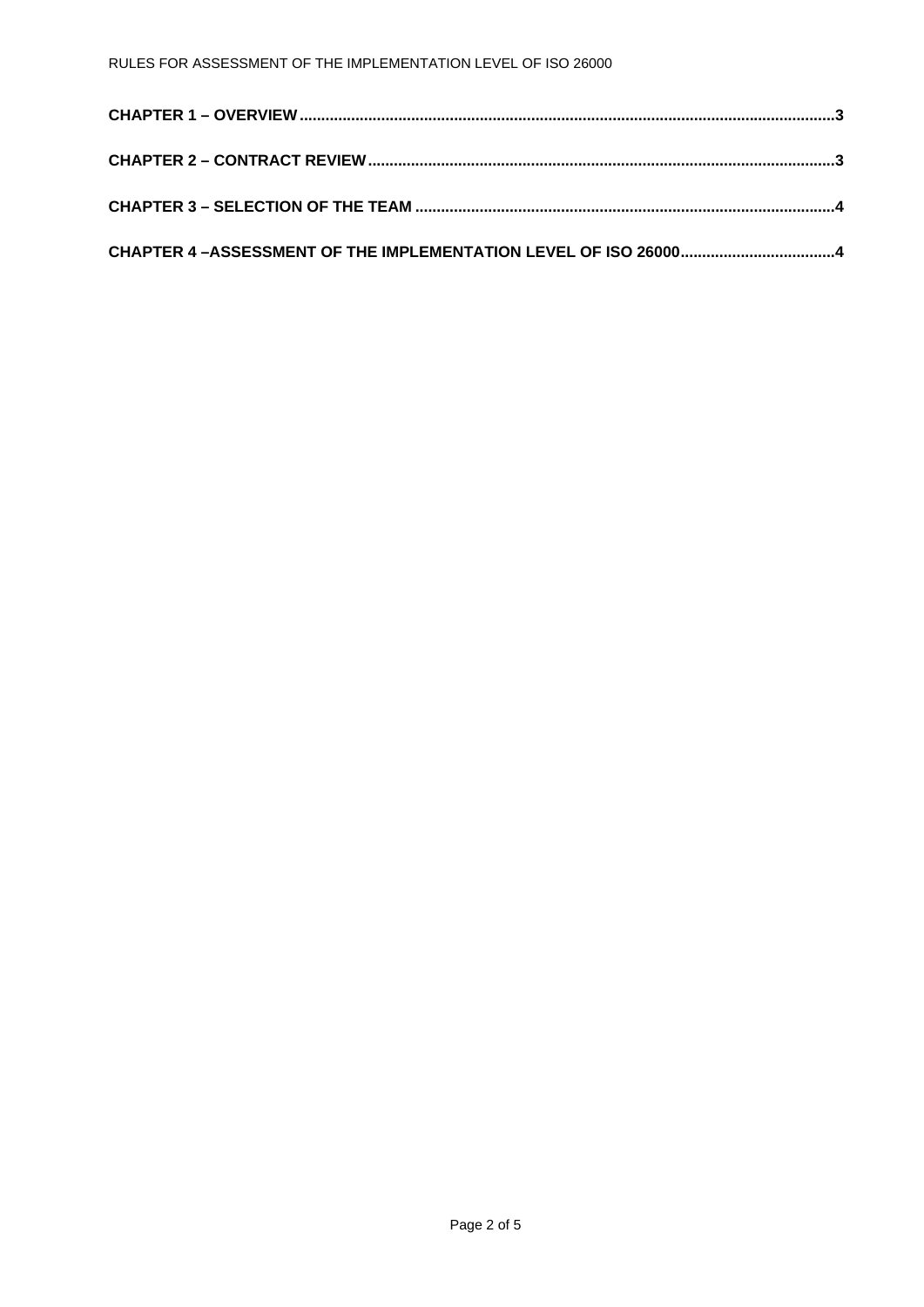**CHAPTER 1 – OVERVIEW**............................................................................................................................3

**CHAPTER 2 – CONTRACT REVIEW**............................................................................................................3

**CHAPTER 3 – SELECTION OF THE TEAM** .................................................................................................4

**CHAPTER 4 –ASSESSMENT OF THE IMPLEMENTATION LEVEL OF ISO 26000**....................................4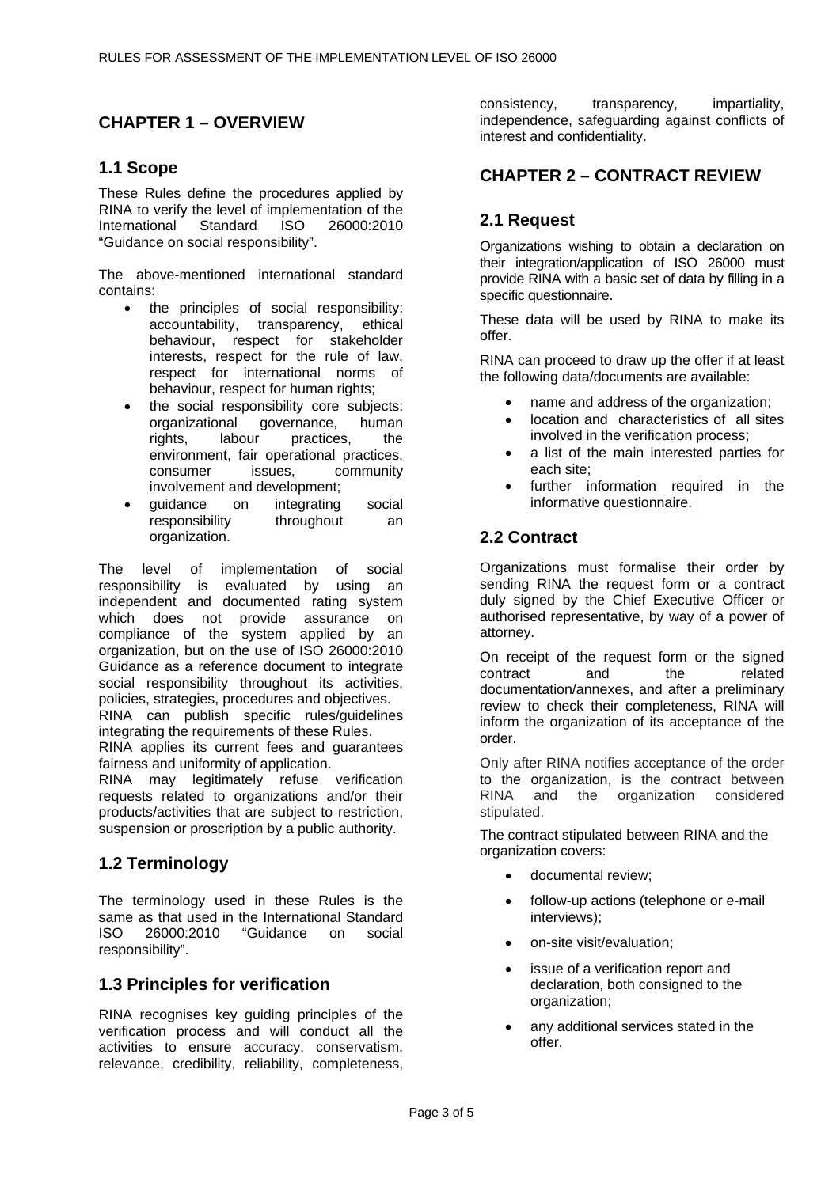# CHAPTER 1 – OVERVIEW

## 1.1 Scope

These Rules define the procedures applied by RINA to verify the level of implementation of the International Standard ISO 26000:2010 "Guidance on social responsibility".

The above-mentioned international standard contains:

- the principles of social responsibility: accountability, transparency, ethical behaviour, respect for stakeholder interests, respect for the rule of law, respect for international norms of behaviour, respect for human rights;
- the social responsibility core subjects: organizational governance, human rights, labour practices, the environment, fair operational practices, consumer issues, community involvement and development;
- guidance on integrating social responsibility throughout an organization.

The level of implementation of social responsibility is evaluated by using an independent and documented rating system which does not provide assurance on compliance of the system applied by an organization, but on the use of ISO 26000:2010 Guidance as a reference document to integrate social responsibility throughout its activities, policies, strategies, procedures and objectives.

RINA can publish specific rules/guidelines integrating the requirements of these Rules.

RINA applies its current fees and guarantees fairness and uniformity of application.

RINA may legitimately refuse verification requests related to organizations and/or their products/activities that are subject to restriction, suspension or proscription by a public authority.

## 1.2 Terminology

The terminology used in these Rules is the same as that used in the International Standard ISO 26000:2010 "Guidance on social responsibility".

## 1.3 Principles for verification

RINA recognises key guiding principles of the verification process and will conduct all the activities to ensure accuracy, conservatism, relevance, credibility, reliability, completeness, consistency, transparency, impartiality, independence, safeguarding against conflicts of interest and confidentiality.

# CHAPTER 2 – CONTRACT REVIEW

## 2.1 Request

Organizations wishing to obtain a declaration on their integration/application of ISO 26000 must provide RINA with a basic set of data by filling in a specific questionnaire.

These data will be used by RINA to make its offer.

RINA can proceed to draw up the offer if at least the following data/documents are available:

- name and address of the organization;
- location and characteristics of all sites involved in the verification process;
- a list of the main interested parties for each site;
- further information required in the informative questionnaire.

## 2.2 Contract

Organizations must formalise their order by sending RINA the request form or a contract duly signed by the Chief Executive Officer or authorised representative, by way of a power of attorney.

On receipt of the request form or the signed contract and the related documentation/annexes, and after a preliminary review to check their completeness, RINA will inform the organization of its acceptance of the order.

Only after RINA notifies acceptance of the order to the organization, is the contract between RINA and the organization considered stipulated.

The contract stipulated between RINA and the organization covers:

- documental review;
- follow-up actions (telephone or e-mail interviews);
- on-site visit/evaluation;
- issue of a verification report and declaration, both consigned to the organization;
- any additional services stated in the offer.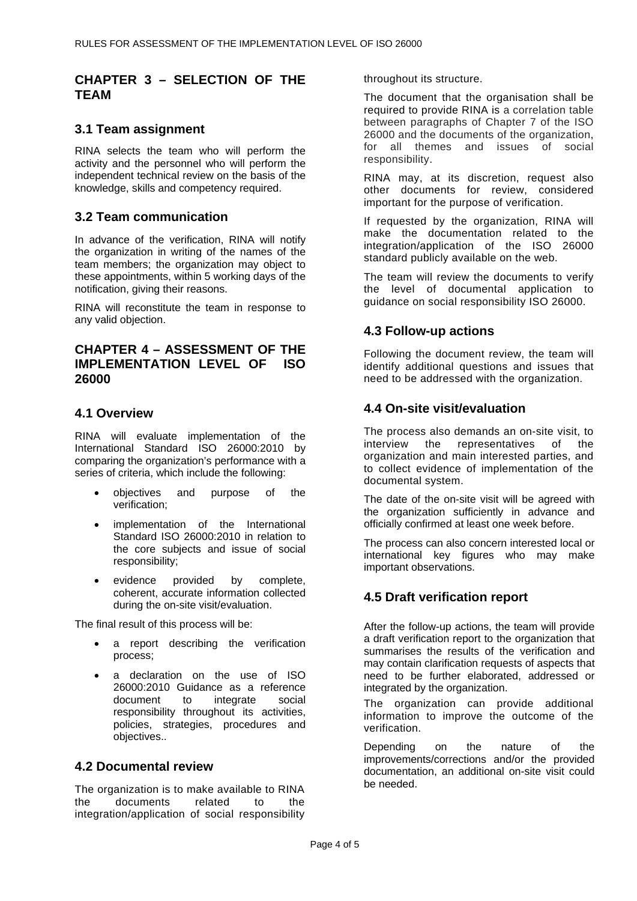## CHAPTER 3 – SELECTION OF THE TEAM

### 3.1 Team assignment

RINA selects the team who will perform the activity and the personnel who will perform the independent technical review on the basis of the knowledge, skills and competency required.

### 3.2 Team communication

In advance of the verification, RINA will notify the organization in writing of the names of the team members; the organization may object to these appointments, within 5 working days of the notification, giving their reasons.

RINA will reconstitute the team in response to any valid objection.

## CHAPTER 4 – ASSESSMENT OF THE IMPLEMENTATION LEVEL OF ISO 26000

### 4.1 Overview

RINA will evaluate implementation of the International Standard ISO 26000:2010 by comparing the organization's performance with a series of criteria, which include the following:

- objectives and purpose of the verification;
- implementation of the International Standard ISO 26000:2010 in relation to the core subjects and issue of social responsibility;
- evidence provided by complete, coherent, accurate information collected during the on-site visit/evaluation.

The final result of this process will be:

- a report describing the verification process;
- a declaration on the use of ISO 26000:2010 Guidance as a reference document to integrate social responsibility throughout its activities, policies, strategies, procedures and objectives..

### 4.2 Documental review

The organization is to make available to RINA the documents related to the integration/application of social responsibility throughout its structure.

The document that the organisation shall be required to provide RINA is a correlation table between paragraphs of Chapter 7 of the ISO 26000 and the documents of the organization, for all themes and issues of social responsibility.

RINA may, at its discretion, request also other documents for review, considered important for the purpose of verification.

If requested by the organization, RINA will make the documentation related to the integration/application of the ISO 26000 standard publicly available on the web.

The team will review the documents to verify the level of documental application to guidance on social responsibility ISO 26000.

### 4.3 Follow-up actions

Following the document review, the team will identify additional questions and issues that need to be addressed with the organization.

### 4.4 On-site visit/evaluation

The process also demands an on-site visit, to interview the representatives of the organization and main interested parties, and to collect evidence of implementation of the documental system.

The date of the on-site visit will be agreed with the organization sufficiently in advance and officially confirmed at least one week before.

The process can also concern interested local or international key figures who may make important observations.

### 4.5 Draft verification report

After the follow-up actions, the team will provide a draft verification report to the organization that summarises the results of the verification and may contain clarification requests of aspects that need to be further elaborated, addressed or integrated by the organization.

The organization can provide additional information to improve the outcome of the verification.

Depending on the nature of the improvements/corrections and/or the provided documentation, an additional on-site visit could be needed.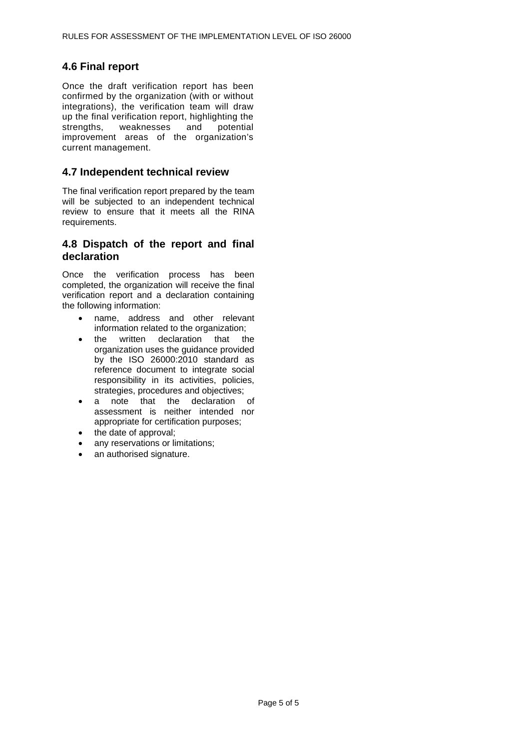## 4.6 Final report

Once the draft verification report has been confirmed by the organization (with or without integrations), the verification team will draw up the final verification report, highlighting the strengths, weaknesses and potential improvement areas of the organization's current management.

## 4.7 Independent technical review

The final verification report prepared by the team will be subjected to an independent technical review to ensure that it meets all the RINA requirements.

## 4.8 Dispatch of the report and final declaration

Once the verification process has been completed, the organization will receive the final verification report and a declaration containing the following information:

- name, address and other relevant information related to the organization;
- the written declaration that the organization uses the guidance provided by the ISO 26000:2010 standard as reference document to integrate social responsibility in its activities, policies, strategies, procedures and objectives;
- a note that the declaration of assessment is neither intended nor appropriate for certification purposes;
- the date of approval;
- any reservations or limitations;
- an authorised signature.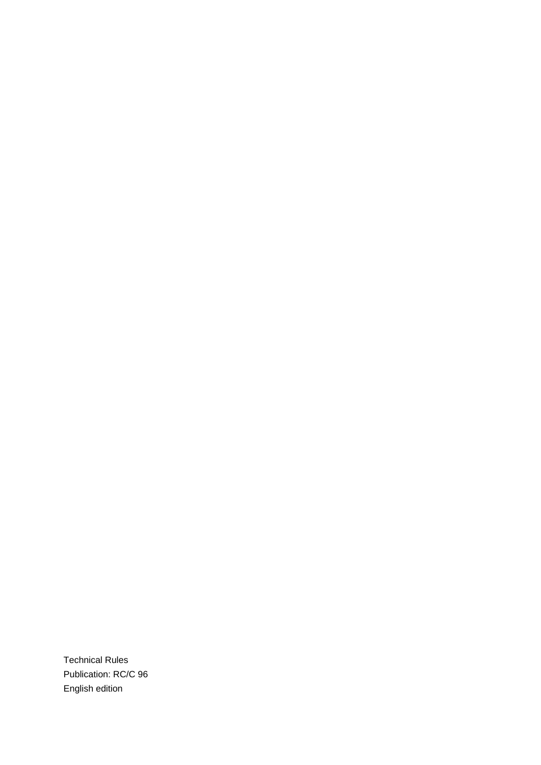Technical Rules
Publication: RC/C 96
English edition